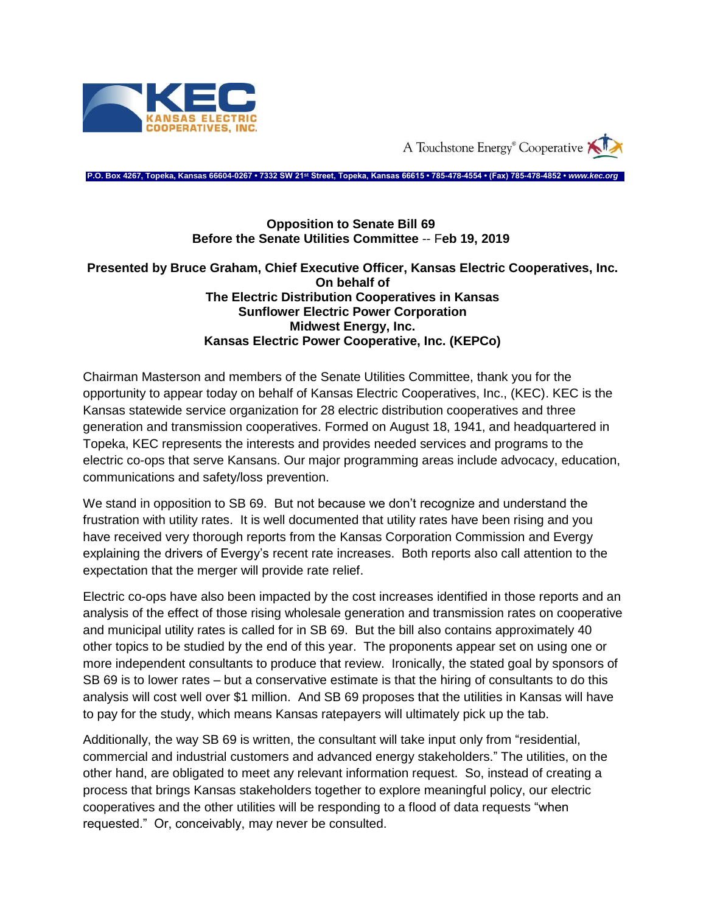**KEC**
**KANSAS ELECTRIC COOPERATIVES, INC.**

A Touchstone Energy® Cooperative

P.O. Box 4267, Topeka, Kansas 66604-0267 • 7332 SW 21st Street, Topeka, Kansas 66615 • 785-478-4554 • (Fax) 785-478-4852 • *www.kec.org*

**Opposition to Senate Bill 69**
**Before the Senate Utilities Committee** -- F**eb 19, 2019**

**Presented by Bruce Graham, Chief Executive Officer, Kansas Electric Cooperatives, Inc.**
**On behalf of**
**The Electric Distribution Cooperatives in Kansas**
**Sunflower Electric Power Corporation**
**Midwest Energy, Inc.**
**Kansas Electric Power Cooperative, Inc. (KEPCo)**

Chairman Masterson and members of the Senate Utilities Committee, thank you for the opportunity to appear today on behalf of Kansas Electric Cooperatives, Inc., (KEC). KEC is the Kansas statewide service organization for 28 electric distribution cooperatives and three generation and transmission cooperatives. Formed on August 18, 1941, and headquartered in Topeka, KEC represents the interests and provides needed services and programs to the electric co-ops that serve Kansans. Our major programming areas include advocacy, education, communications and safety/loss prevention.

We stand in opposition to SB 69. But not because we don't recognize and understand the frustration with utility rates. It is well documented that utility rates have been rising and you have received very thorough reports from the Kansas Corporation Commission and Evergy explaining the drivers of Evergy's recent rate increases. Both reports also call attention to the expectation that the merger will provide rate relief.

Electric co-ops have also been impacted by the cost increases identified in those reports and an analysis of the effect of those rising wholesale generation and transmission rates on cooperative and municipal utility rates is called for in SB 69. But the bill also contains approximately 40 other topics to be studied by the end of this year. The proponents appear set on using one or more independent consultants to produce that review. Ironically, the stated goal by sponsors of SB 69 is to lower rates – but a conservative estimate is that the hiring of consultants to do this analysis will cost well over $1 million. And SB 69 proposes that the utilities in Kansas will have to pay for the study, which means Kansas ratepayers will ultimately pick up the tab.

Additionally, the way SB 69 is written, the consultant will take input only from "residential, commercial and industrial customers and advanced energy stakeholders." The utilities, on the other hand, are obligated to meet any relevant information request. So, instead of creating a process that brings Kansas stakeholders together to explore meaningful policy, our electric cooperatives and the other utilities will be responding to a flood of data requests "when requested." Or, conceivably, may never be consulted.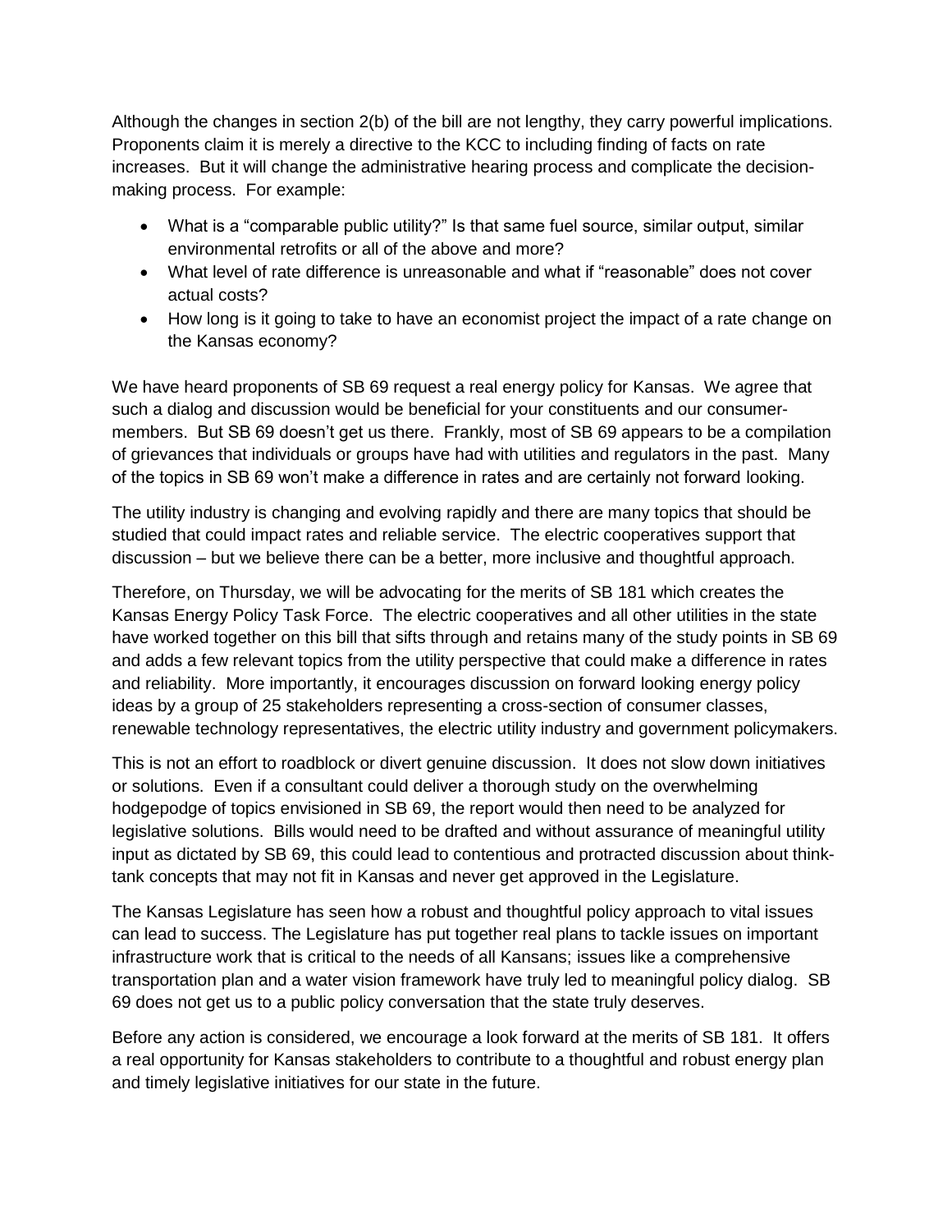Although the changes in section 2(b) of the bill are not lengthy, they carry powerful implications. Proponents claim it is merely a directive to the KCC to including finding of facts on rate increases. But it will change the administrative hearing process and complicate the decision-making process. For example:

- What is a "comparable public utility?" Is that same fuel source, similar output, similar environmental retrofits or all of the above and more?
- What level of rate difference is unreasonable and what if "reasonable" does not cover actual costs?
- How long is it going to take to have an economist project the impact of a rate change on the Kansas economy?

We have heard proponents of SB 69 request a real energy policy for Kansas. We agree that such a dialog and discussion would be beneficial for your constituents and our consumer-members. But SB 69 doesn't get us there. Frankly, most of SB 69 appears to be a compilation of grievances that individuals or groups have had with utilities and regulators in the past. Many of the topics in SB 69 won't make a difference in rates and are certainly not forward looking.

The utility industry is changing and evolving rapidly and there are many topics that should be studied that could impact rates and reliable service. The electric cooperatives support that discussion – but we believe there can be a better, more inclusive and thoughtful approach.

Therefore, on Thursday, we will be advocating for the merits of SB 181 which creates the Kansas Energy Policy Task Force. The electric cooperatives and all other utilities in the state have worked together on this bill that sifts through and retains many of the study points in SB 69 and adds a few relevant topics from the utility perspective that could make a difference in rates and reliability. More importantly, it encourages discussion on forward looking energy policy ideas by a group of 25 stakeholders representing a cross-section of consumer classes, renewable technology representatives, the electric utility industry and government policymakers.

This is not an effort to roadblock or divert genuine discussion. It does not slow down initiatives or solutions. Even if a consultant could deliver a thorough study on the overwhelming hodgepodge of topics envisioned in SB 69, the report would then need to be analyzed for legislative solutions. Bills would need to be drafted and without assurance of meaningful utility input as dictated by SB 69, this could lead to contentious and protracted discussion about think-tank concepts that may not fit in Kansas and never get approved in the Legislature.

The Kansas Legislature has seen how a robust and thoughtful policy approach to vital issues can lead to success. The Legislature has put together real plans to tackle issues on important infrastructure work that is critical to the needs of all Kansans; issues like a comprehensive transportation plan and a water vision framework have truly led to meaningful policy dialog. SB 69 does not get us to a public policy conversation that the state truly deserves.

Before any action is considered, we encourage a look forward at the merits of SB 181. It offers a real opportunity for Kansas stakeholders to contribute to a thoughtful and robust energy plan and timely legislative initiatives for our state in the future.